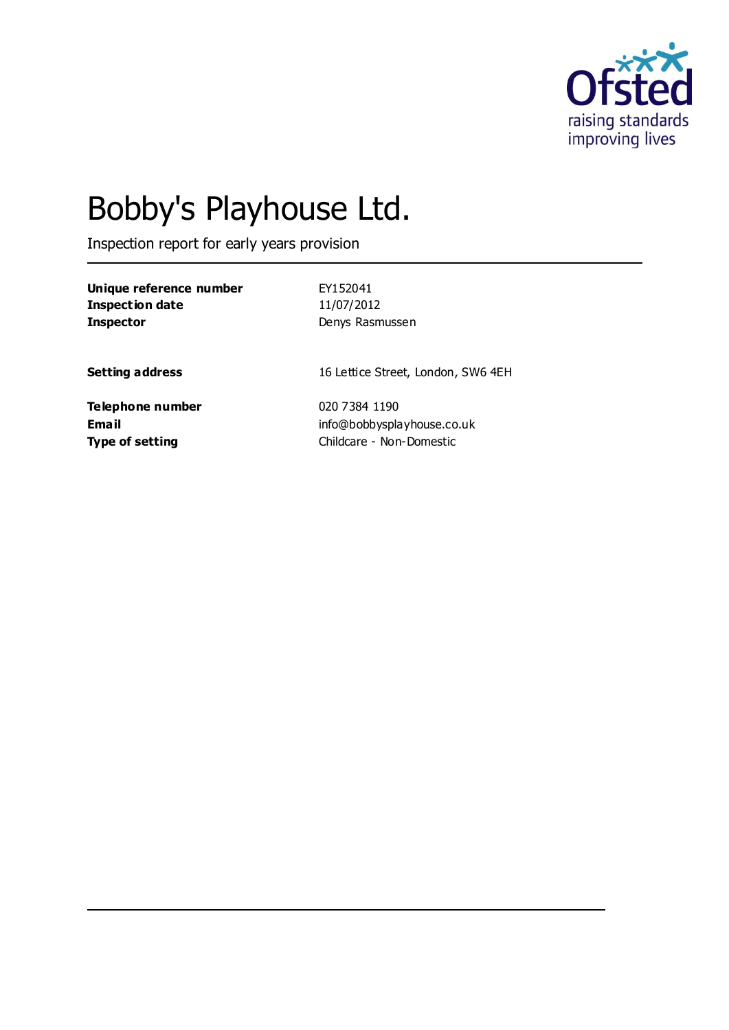# Bobby's Playhouse Ltd.

Inspection report for early years provision

| | |
|---|---|
| **Unique reference number** | EY152041 |
| **Inspection date** | 11/07/2012 |
| **Inspector** | Denys Rasmussen |
| | |
| **Setting address** | 16 Lettice Street, London, SW6 4EH |
| | |
| **Telephone number** | 020 7384 1190 |
| **Email** | info@bobbysplayhouse.co.uk |
| **Type of setting** | Childcare - Non-Domestic |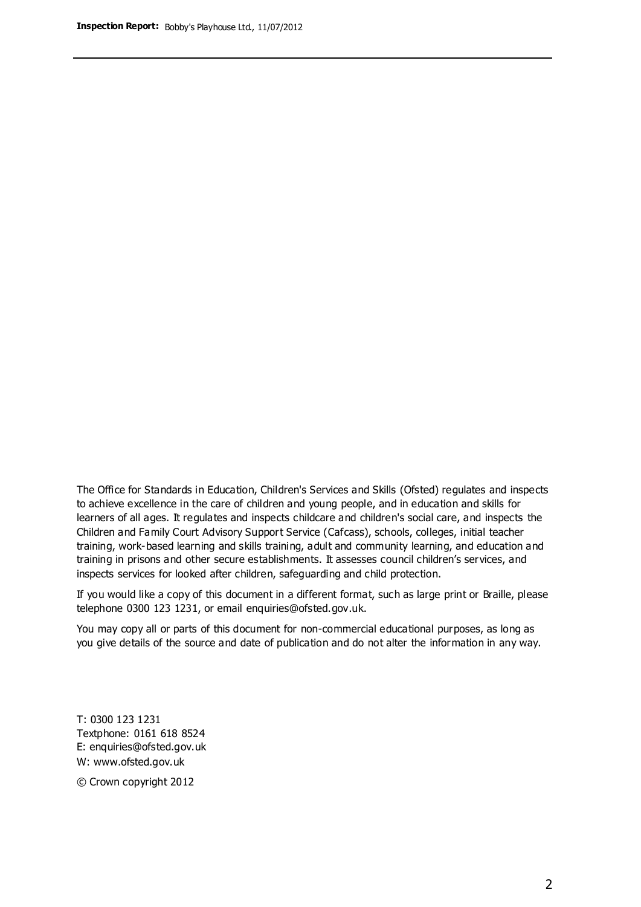The Office for Standards in Education, Children's Services and Skills (Ofsted) regulates and inspects to achieve excellence in the care of children and young people, and in education and skills for learners of all ages. It regulates and inspects childcare and children's social care, and inspects the Children and Family Court Advisory Support Service (Cafcass), schools, colleges, initial teacher training, work-based learning and skills training, adult and community learning, and education and training in prisons and other secure establishments. It assesses council children's services, and inspects services for looked after children, safeguarding and child protection.

If you would like a copy of this document in a different format, such as large print or Braille, please telephone 0300 123 1231, or email enquiries@ofsted.gov.uk.

You may copy all or parts of this document for non-commercial educational purposes, as long as you give details of the source and date of publication and do not alter the information in any way.

T: 0300 123 1231
Textphone: 0161 618 8524
E: enquiries@ofsted.gov.uk
W: www.ofsted.gov.uk

© Crown copyright 2012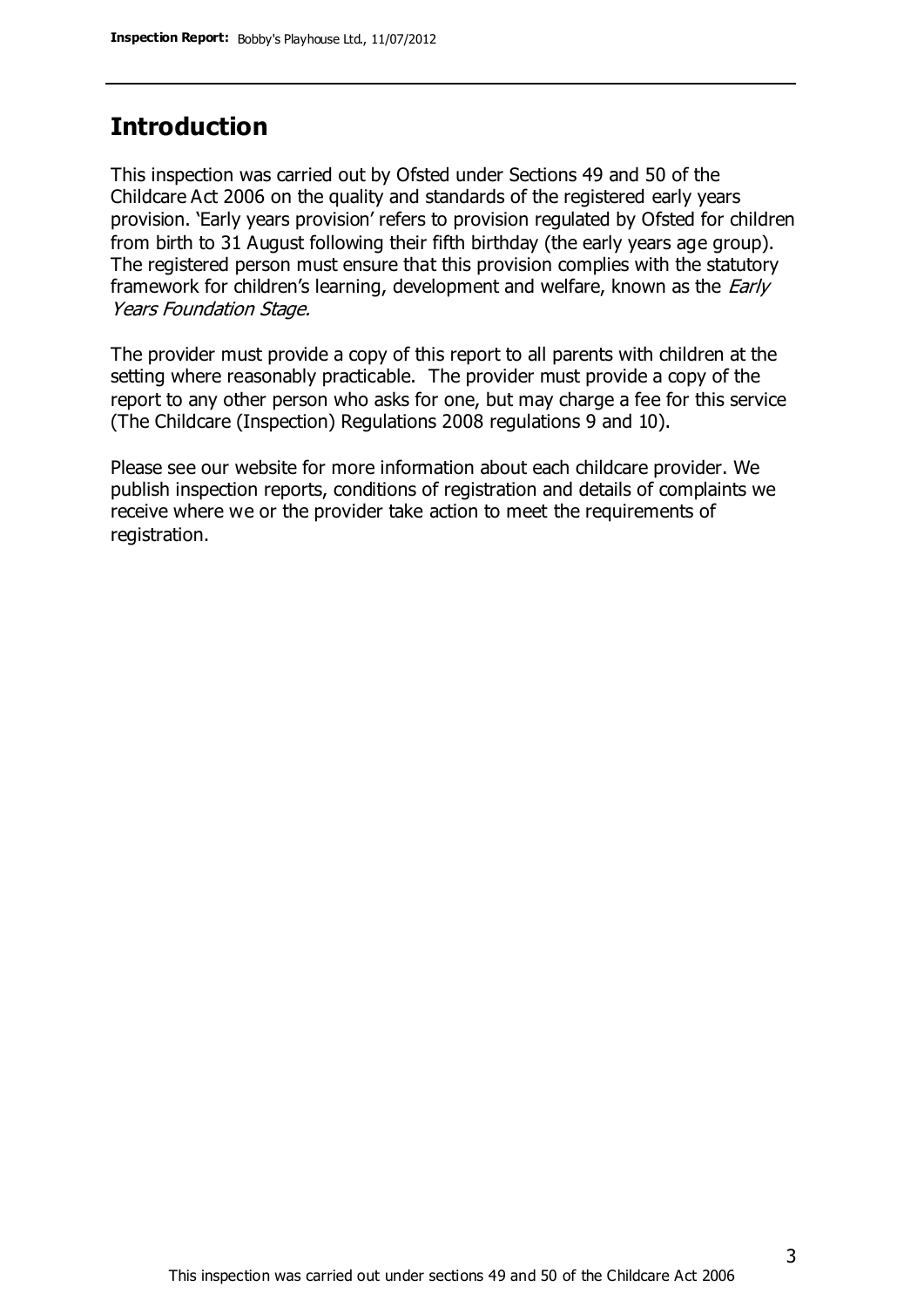## Introduction

This inspection was carried out by Ofsted under Sections 49 and 50 of the Childcare Act 2006 on the quality and standards of the registered early years provision. 'Early years provision' refers to provision regulated by Ofsted for children from birth to 31 August following their fifth birthday (the early years age group). The registered person must ensure that this provision complies with the statutory framework for children's learning, development and welfare, known as the *Early Years Foundation Stage.*

The provider must provide a copy of this report to all parents with children at the setting where reasonably practicable. The provider must provide a copy of the report to any other person who asks for one, but may charge a fee for this service (The Childcare (Inspection) Regulations 2008 regulations 9 and 10).

Please see our website for more information about each childcare provider. We publish inspection reports, conditions of registration and details of complaints we receive where we or the provider take action to meet the requirements of registration.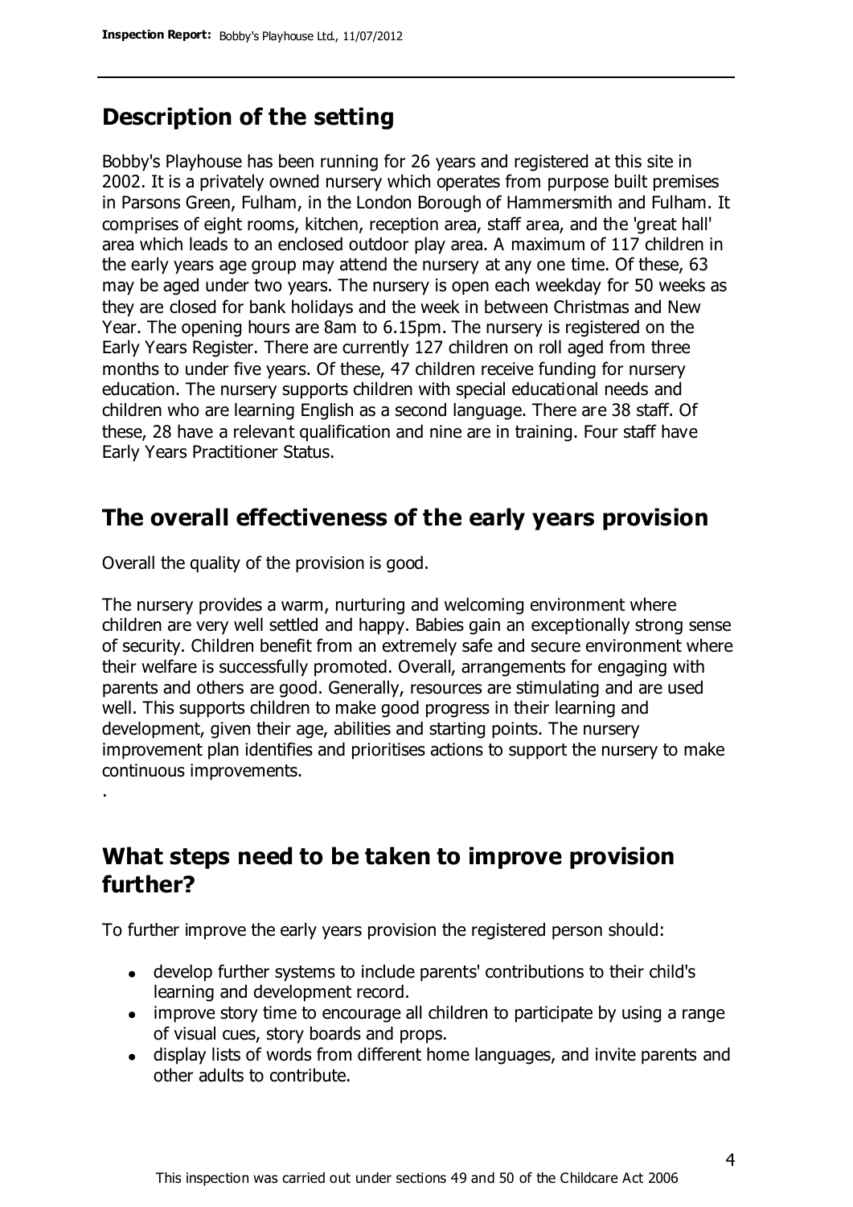## Description of the setting

Bobby's Playhouse has been running for 26 years and registered at this site in 2002. It is a privately owned nursery which operates from purpose built premises in Parsons Green, Fulham, in the London Borough of Hammersmith and Fulham. It comprises of eight rooms, kitchen, reception area, staff area, and the 'great hall' area which leads to an enclosed outdoor play area. A maximum of 117 children in the early years age group may attend the nursery at any one time. Of these, 63 may be aged under two years. The nursery is open each weekday for 50 weeks as they are closed for bank holidays and the week in between Christmas and New Year. The opening hours are 8am to 6.15pm. The nursery is registered on the Early Years Register. There are currently 127 children on roll aged from three months to under five years. Of these, 47 children receive funding for nursery education. The nursery supports children with special educational needs and children who are learning English as a second language. There are 38 staff. Of these, 28 have a relevant qualification and nine are in training. Four staff have Early Years Practitioner Status.

## The overall effectiveness of the early years provision

Overall the quality of the provision is good.

The nursery provides a warm, nurturing and welcoming environment where children are very well settled and happy. Babies gain an exceptionally strong sense of security. Children benefit from an extremely safe and secure environment where their welfare is successfully promoted. Overall, arrangements for engaging with parents and others are good. Generally, resources are stimulating and are used well. This supports children to make good progress in their learning and development, given their age, abilities and starting points. The nursery improvement plan identifies and prioritises actions to support the nursery to make continuous improvements.

.

## What steps need to be taken to improve provision further?

To further improve the early years provision the registered person should:

- develop further systems to include parents' contributions to their child's learning and development record.
- improve story time to encourage all children to participate by using a range of visual cues, story boards and props.
- display lists of words from different home languages, and invite parents and other adults to contribute.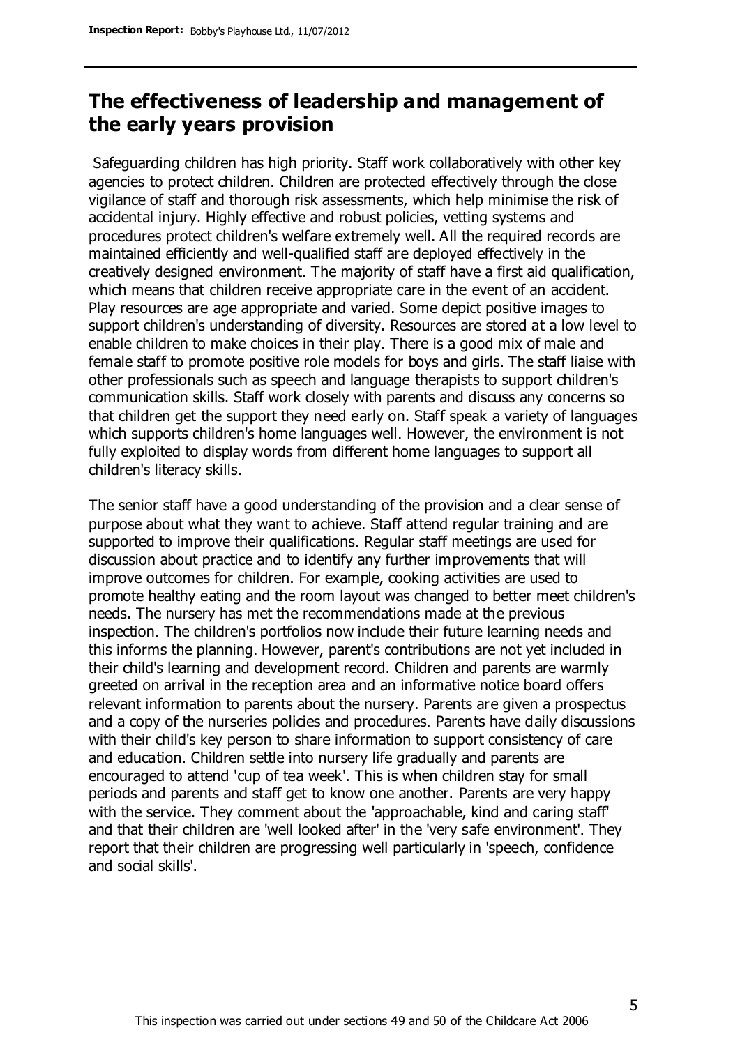## The effectiveness of leadership and management of the early years provision

Safeguarding children has high priority. Staff work collaboratively with other key agencies to protect children. Children are protected effectively through the close vigilance of staff and thorough risk assessments, which help minimise the risk of accidental injury. Highly effective and robust policies, vetting systems and procedures protect children's welfare extremely well. All the required records are maintained efficiently and well-qualified staff are deployed effectively in the creatively designed environment. The majority of staff have a first aid qualification, which means that children receive appropriate care in the event of an accident. Play resources are age appropriate and varied. Some depict positive images to support children's understanding of diversity. Resources are stored at a low level to enable children to make choices in their play. There is a good mix of male and female staff to promote positive role models for boys and girls. The staff liaise with other professionals such as speech and language therapists to support children's communication skills. Staff work closely with parents and discuss any concerns so that children get the support they need early on. Staff speak a variety of languages which supports children's home languages well. However, the environment is not fully exploited to display words from different home languages to support all children's literacy skills.

The senior staff have a good understanding of the provision and a clear sense of purpose about what they want to achieve. Staff attend regular training and are supported to improve their qualifications. Regular staff meetings are used for discussion about practice and to identify any further improvements that will improve outcomes for children. For example, cooking activities are used to promote healthy eating and the room layout was changed to better meet children's needs. The nursery has met the recommendations made at the previous inspection. The children's portfolios now include their future learning needs and this informs the planning. However, parent's contributions are not yet included in their child's learning and development record. Children and parents are warmly greeted on arrival in the reception area and an informative notice board offers relevant information to parents about the nursery. Parents are given a prospectus and a copy of the nurseries policies and procedures. Parents have daily discussions with their child's key person to share information to support consistency of care and education. Children settle into nursery life gradually and parents are encouraged to attend 'cup of tea week'. This is when children stay for small periods and parents and staff get to know one another. Parents are very happy with the service. They comment about the 'approachable, kind and caring staff' and that their children are 'well looked after' in the 'very safe environment'. They report that their children are progressing well particularly in 'speech, confidence and social skills'.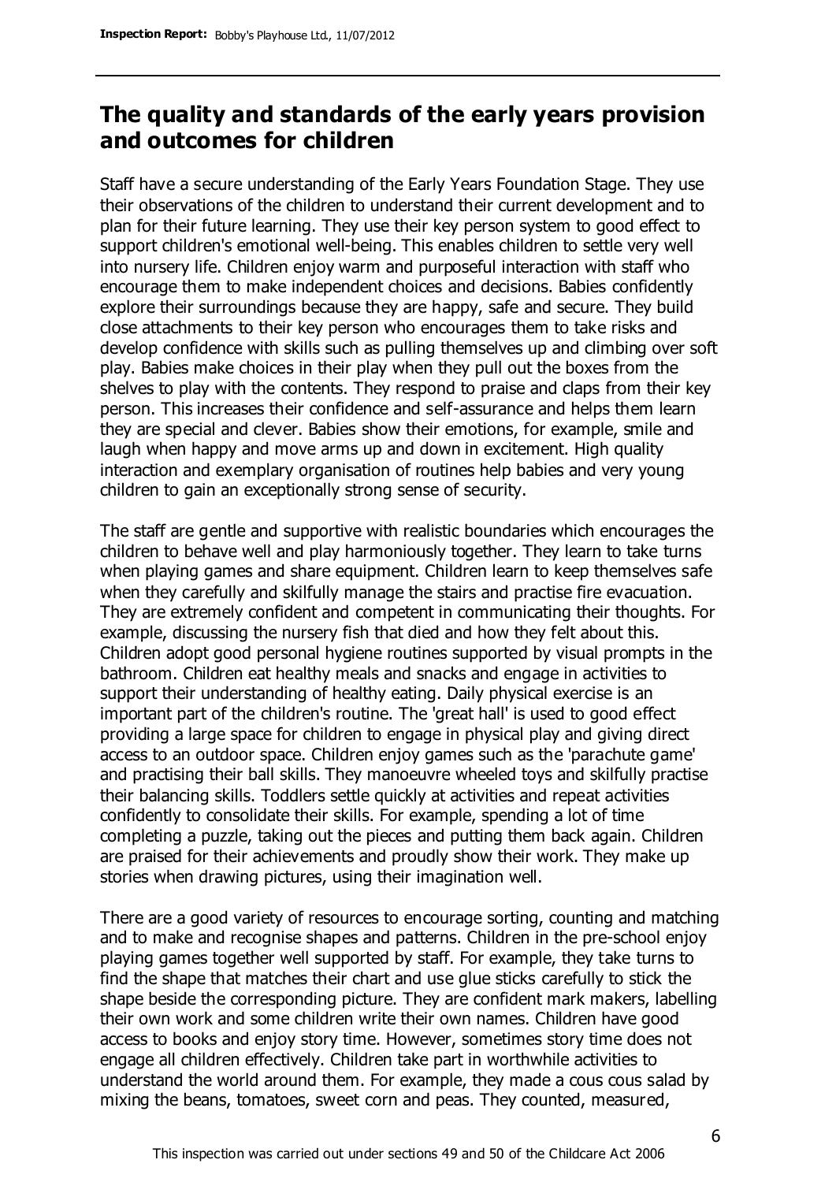## The quality and standards of the early years provision and outcomes for children

Staff have a secure understanding of the Early Years Foundation Stage. They use their observations of the children to understand their current development and to plan for their future learning. They use their key person system to good effect to support children's emotional well-being. This enables children to settle very well into nursery life. Children enjoy warm and purposeful interaction with staff who encourage them to make independent choices and decisions. Babies confidently explore their surroundings because they are happy, safe and secure. They build close attachments to their key person who encourages them to take risks and develop confidence with skills such as pulling themselves up and climbing over soft play. Babies make choices in their play when they pull out the boxes from the shelves to play with the contents. They respond to praise and claps from their key person. This increases their confidence and self-assurance and helps them learn they are special and clever. Babies show their emotions, for example, smile and laugh when happy and move arms up and down in excitement. High quality interaction and exemplary organisation of routines help babies and very young children to gain an exceptionally strong sense of security.

The staff are gentle and supportive with realistic boundaries which encourages the children to behave well and play harmoniously together. They learn to take turns when playing games and share equipment. Children learn to keep themselves safe when they carefully and skilfully manage the stairs and practise fire evacuation. They are extremely confident and competent in communicating their thoughts. For example, discussing the nursery fish that died and how they felt about this. Children adopt good personal hygiene routines supported by visual prompts in the bathroom. Children eat healthy meals and snacks and engage in activities to support their understanding of healthy eating. Daily physical exercise is an important part of the children's routine. The 'great hall' is used to good effect providing a large space for children to engage in physical play and giving direct access to an outdoor space. Children enjoy games such as the 'parachute game' and practising their ball skills. They manoeuvre wheeled toys and skilfully practise their balancing skills. Toddlers settle quickly at activities and repeat activities confidently to consolidate their skills. For example, spending a lot of time completing a puzzle, taking out the pieces and putting them back again. Children are praised for their achievements and proudly show their work. They make up stories when drawing pictures, using their imagination well.

There are a good variety of resources to encourage sorting, counting and matching and to make and recognise shapes and patterns. Children in the pre-school enjoy playing games together well supported by staff. For example, they take turns to find the shape that matches their chart and use glue sticks carefully to stick the shape beside the corresponding picture. They are confident mark makers, labelling their own work and some children write their own names. Children have good access to books and enjoy story time. However, sometimes story time does not engage all children effectively. Children take part in worthwhile activities to understand the world around them. For example, they made a cous cous salad by mixing the beans, tomatoes, sweet corn and peas. They counted, measured,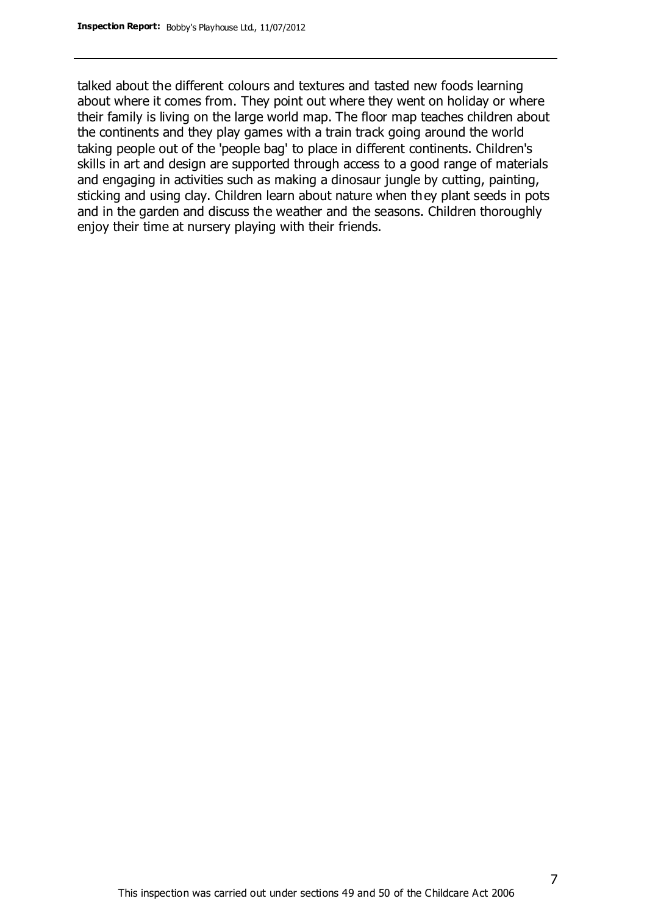talked about the different colours and textures and tasted new foods learning about where it comes from. They point out where they went on holiday or where their family is living on the large world map. The floor map teaches children about the continents and they play games with a train track going around the world taking people out of the 'people bag' to place in different continents. Children's skills in art and design are supported through access to a good range of materials and engaging in activities such as making a dinosaur jungle by cutting, painting, sticking and using clay. Children learn about nature when they plant seeds in pots and in the garden and discuss the weather and the seasons. Children thoroughly enjoy their time at nursery playing with their friends.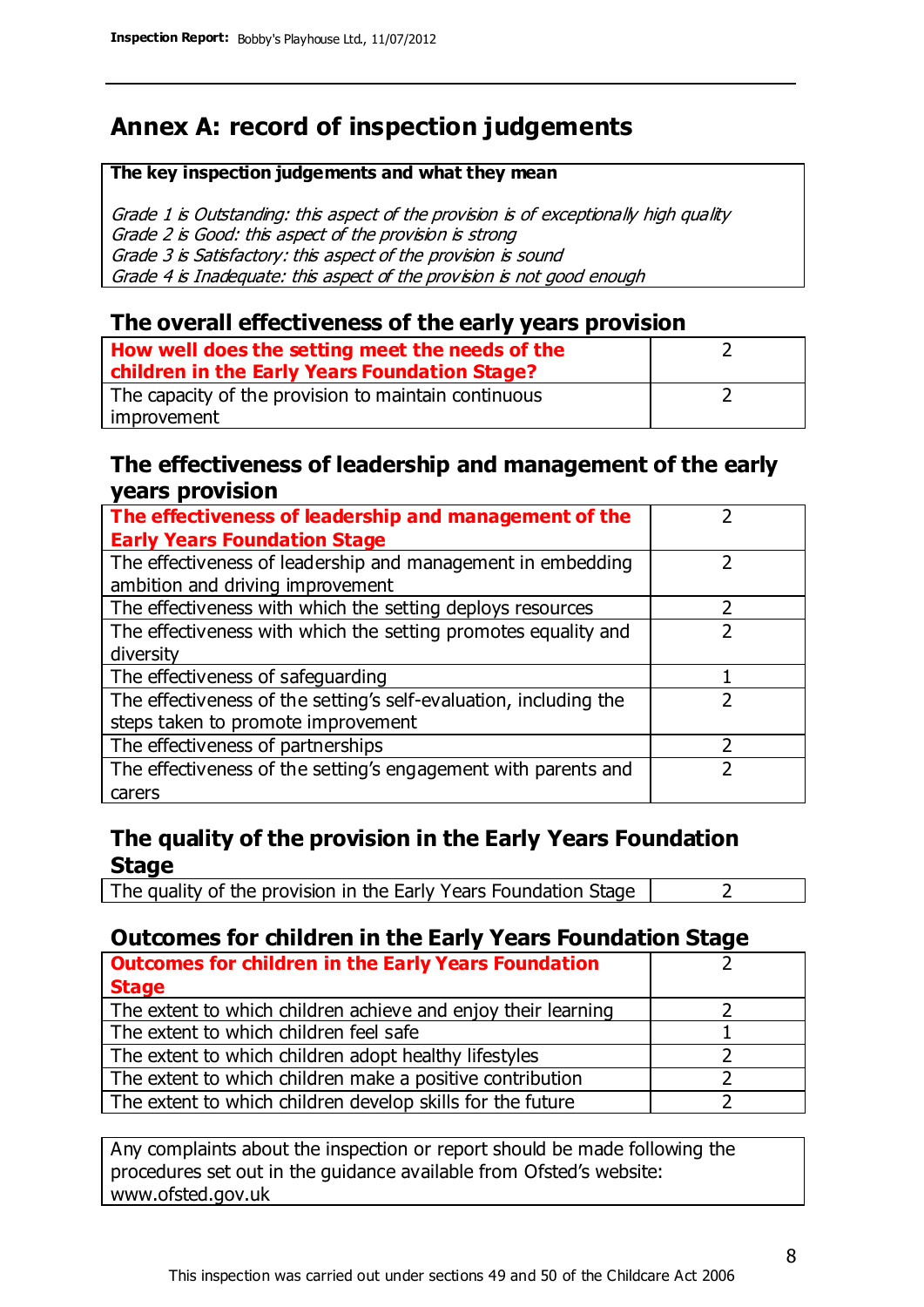# Annex A: record of inspection judgements

**The key inspection judgements and what they mean**

*Grade 1 is Outstanding: this aspect of the provision is of exceptionally high quality*
*Grade 2 is Good: this aspect of the provision is strong*
*Grade 3 is Satisfactory: this aspect of the provision is sound*
*Grade 4 is Inadequate: this aspect of the provision is not good enough*

## The overall effectiveness of the early years provision

| | |
|---|---|
| **How well does the setting meet the needs of the children in the Early Years Foundation Stage?** | 2 |
| The capacity of the provision to maintain continuous improvement | 2 |

## The effectiveness of leadership and management of the early years provision

| | |
|---|---|
| **The effectiveness of leadership and management of the Early Years Foundation Stage** | 2 |
| The effectiveness of leadership and management in embedding ambition and driving improvement | 2 |
| The effectiveness with which the setting deploys resources | 2 |
| The effectiveness with which the setting promotes equality and diversity | 2 |
| The effectiveness of safeguarding | 1 |
| The effectiveness of the setting's self-evaluation, including the steps taken to promote improvement | 2 |
| The effectiveness of partnerships | 2 |
| The effectiveness of the setting's engagement with parents and carers | 2 |

## The quality of the provision in the Early Years Foundation Stage

| | |
|---|---|
| The quality of the provision in the Early Years Foundation Stage | 2 |

## Outcomes for children in the Early Years Foundation Stage

| | |
|---|---|
| **Outcomes for children in the Early Years Foundation Stage** | 2 |
| The extent to which children achieve and enjoy their learning | 2 |
| The extent to which children feel safe | 1 |
| The extent to which children adopt healthy lifestyles | 2 |
| The extent to which children make a positive contribution | 2 |
| The extent to which children develop skills for the future | 2 |

Any complaints about the inspection or report should be made following the procedures set out in the guidance available from Ofsted's website: www.ofsted.gov.uk

This inspection was carried out under sections 49 and 50 of the Childcare Act 2006